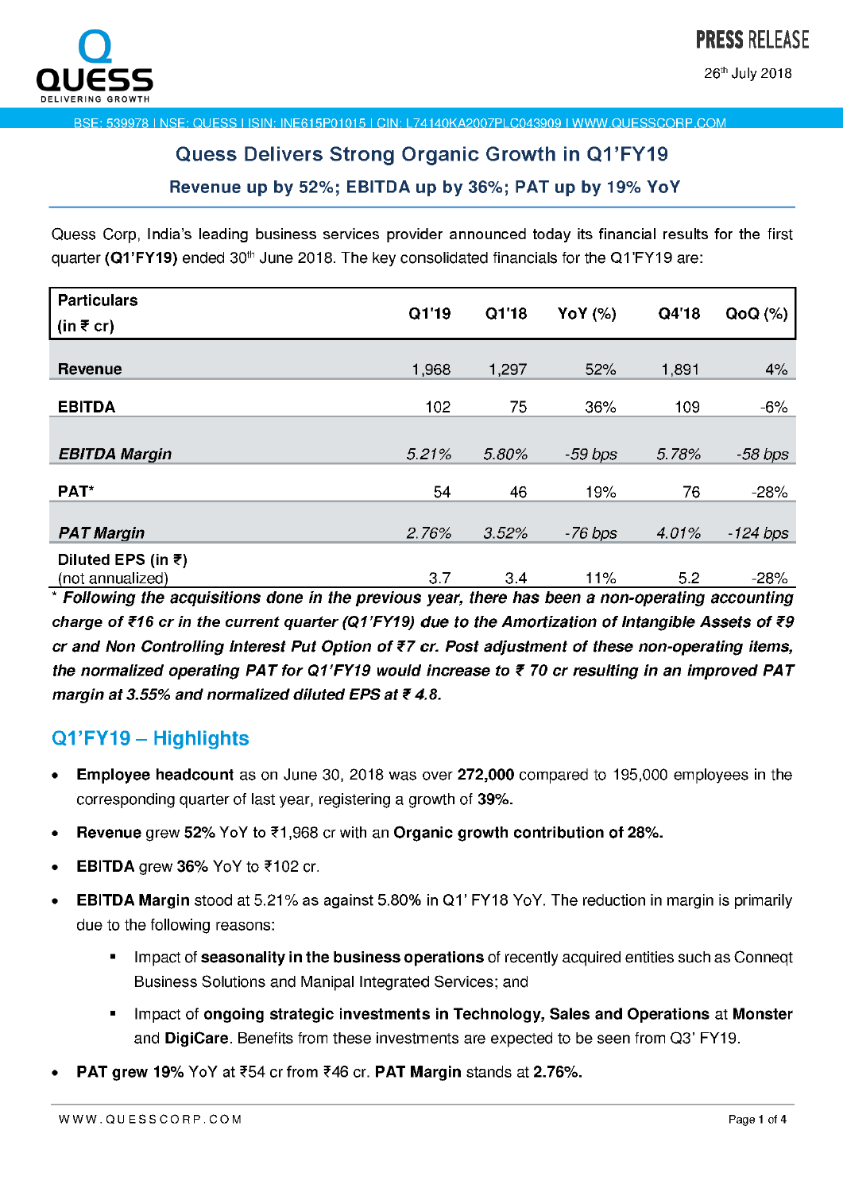PRESS RELEASE

26th July 2018

BSE: 539978 I NSE: QUESS I ISIN: INE615P01015 I CIN: L74140KA2007PLC043909 I WWW.QUESSCORP.COM

## Quess Delivers Strong Organic Growth in Q1'FY19

### Revenue up by 52%; EBITDA up by 36%; PAT up by 19% YoY

Quess Corp, India's leading business services provider announced today its financial results for the first quarter **(Q1'FY19)** ended 30th June 2018. The key consolidated financials for the Q1'FY19 are:

| Particulars (in ₹ cr) | Q1'19 | Q1'18 | YoY (%) | Q4'18 | QoQ (%) |
|---|---|---|---|---|---|
| **Revenue** | 1,968 | 1,297 | 52% | 1,891 | 4% |
| **EBITDA** | 102 | 75 | 36% | 109 | -6% |
| ***EBITDA Margin*** | *5.21%* | *5.80%* | *-59 bps* | *5.78%* | *-58 bps* |
| **PAT*** | 54 | 46 | 19% | 76 | -28% |
| ***PAT Margin*** | *2.76%* | *3.52%* | *-76 bps* | *4.01%* | *-124 bps* |
| **Diluted EPS (in ₹)** (not annualized) | 3.7 | 3.4 | 11% | 5.2 | -28% |

*\* Following the acquisitions done in the previous year, there has been a non-operating accounting charge of ₹16 cr in the current quarter (Q1'FY19) due to the Amortization of Intangible Assets of ₹9 cr and Non Controlling Interest Put Option of ₹7 cr. Post adjustment of these non-operating items, the normalized operating PAT for Q1'FY19 would increase to ₹ 70 cr resulting in an improved PAT margin at 3.55% and normalized diluted EPS at ₹ 4.8.*

## Q1'FY19 – Highlights

- **Employee headcount** as on June 30, 2018 was over **272,000** compared to 195,000 employees in the corresponding quarter of last year, registering a growth of **39%.**
- **Revenue** grew **52%** YoY to ₹1,968 cr with an **Organic growth contribution of 28%.**
- **EBITDA** grew **36%** YoY to ₹102 cr.
- **EBITDA Margin** stood at 5.21% as against 5.80% in Q1' FY18 YoY. The reduction in margin is primarily due to the following reasons:
  - Impact of **seasonality in the business operations** of recently acquired entities such as Conneqt Business Solutions and Manipal Integrated Services; and
  - Impact of **ongoing strategic investments in Technology, Sales and Operations** at **Monster** and **DigiCare**. Benefits from these investments are expected to be seen from Q3' FY19.
- **PAT grew 19%** YoY at ₹54 cr from ₹46 cr. **PAT Margin** stands at **2.76%.**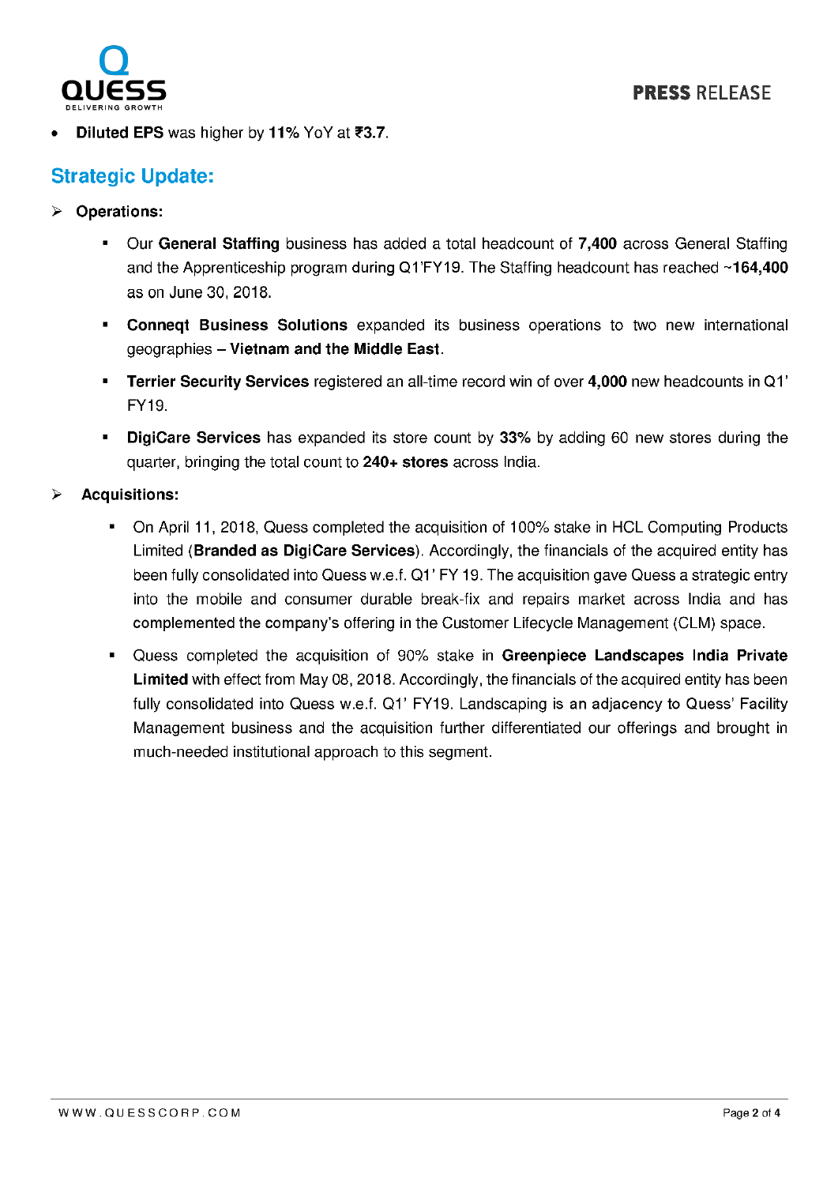- **Diluted EPS** was higher by **11%** YoY at **₹3.7**.

## Strategic Update:

- **Operations:**
  - Our **General Staffing** business has added a total headcount of **7,400** across General Staffing and the Apprenticeship program during Q1'FY19. The Staffing headcount has reached ~**164,400** as on June 30, 2018.
  - **Conneqt Business Solutions** expanded its business operations to two new international geographies – **Vietnam and the Middle East**.
  - **Terrier Security Services** registered an all-time record win of over **4,000** new headcounts in Q1' FY19.
  - **DigiCare Services** has expanded its store count by **33%** by adding 60 new stores during the quarter, bringing the total count to **240+ stores** across India.

- **Acquisitions:**
  - On April 11, 2018, Quess completed the acquisition of 100% stake in HCL Computing Products Limited (**Branded as DigiCare Services**). Accordingly, the financials of the acquired entity has been fully consolidated into Quess w.e.f. Q1' FY 19. The acquisition gave Quess a strategic entry into the mobile and consumer durable break-fix and repairs market across India and has complemented the company's offering in the Customer Lifecycle Management (CLM) space.
  - Quess completed the acquisition of 90% stake in **Greenpiece Landscapes India Private Limited** with effect from May 08, 2018. Accordingly, the financials of the acquired entity has been fully consolidated into Quess w.e.f. Q1' FY19. Landscaping is an adjacency to Quess' Facility Management business and the acquisition further differentiated our offerings and brought in much-needed institutional approach to this segment.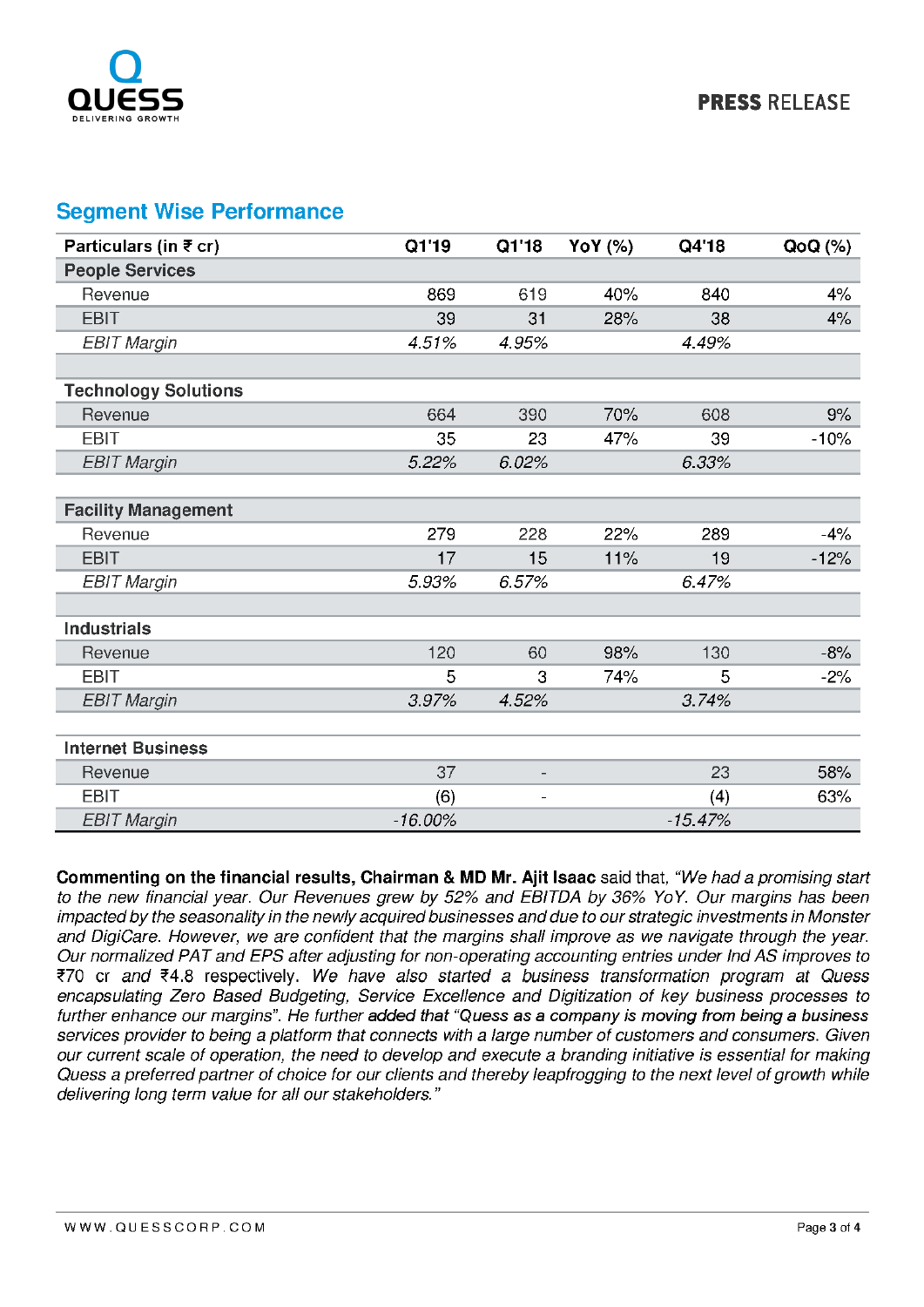## Segment Wise Performance

| Particulars (in ₹ cr) | Q1'19 | Q1'18 | YoY (%) | Q4'18 | QoQ (%) |
|---|---|---|---|---|---|
| **People Services** | | | | | |
| Revenue | 869 | 619 | 40% | 840 | 4% |
| EBIT | 39 | 31 | 28% | 38 | 4% |
| *EBIT Margin* | *4.51%* | *4.95%* | | *4.49%* | |
| | | | | | |
| **Technology Solutions** | | | | | |
| Revenue | 664 | 390 | 70% | 608 | 9% |
| EBIT | 35 | 23 | 47% | 39 | -10% |
| *EBIT Margin* | *5.22%* | *6.02%* | | *6.33%* | |
| | | | | | |
| **Facility Management** | | | | | |
| Revenue | 279 | 228 | 22% | 289 | -4% |
| EBIT | 17 | 15 | 11% | 19 | -12% |
| *EBIT Margin* | *5.93%* | *6.57%* | | *6.47%* | |
| | | | | | |
| **Industrials** | | | | | |
| Revenue | 120 | 60 | 98% | 130 | -8% |
| EBIT | 5 | 3 | 74% | 5 | -2% |
| *EBIT Margin* | *3.97%* | *4.52%* | | *3.74%* | |
| | | | | | |
| **Internet Business** | | | | | |
| Revenue | 37 | - | | 23 | 58% |
| EBIT | (6) | - | | (4) | 63% |
| *EBIT Margin* | *-16.00%* | | | *-15.47%* | |

**Commenting on the financial results, Chairman & MD Mr. Ajit Isaac** said that, *"We had a promising start to the new financial year. Our Revenues grew by 52% and EBITDA by 36% YoY. Our margins has been impacted by the seasonality in the newly acquired businesses and due to our strategic investments in Monster and DigiCare. However, we are confident that the margins shall improve as we navigate through the year. Our normalized PAT and EPS after adjusting for non-operating accounting entries under Ind AS improves to ₹70 cr and ₹4.8 respectively. We have also started a business transformation program at Quess encapsulating Zero Based Budgeting, Service Excellence and Digitization of key business processes to further enhance our margins".* He further added that *"Quess as a company is moving from being a business services provider to being a platform that connects with a large number of customers and consumers. Given our current scale of operation, the need to develop and execute a branding initiative is essential for making Quess a preferred partner of choice for our clients and thereby leapfrogging to the next level of growth while delivering long term value for all our stakeholders."*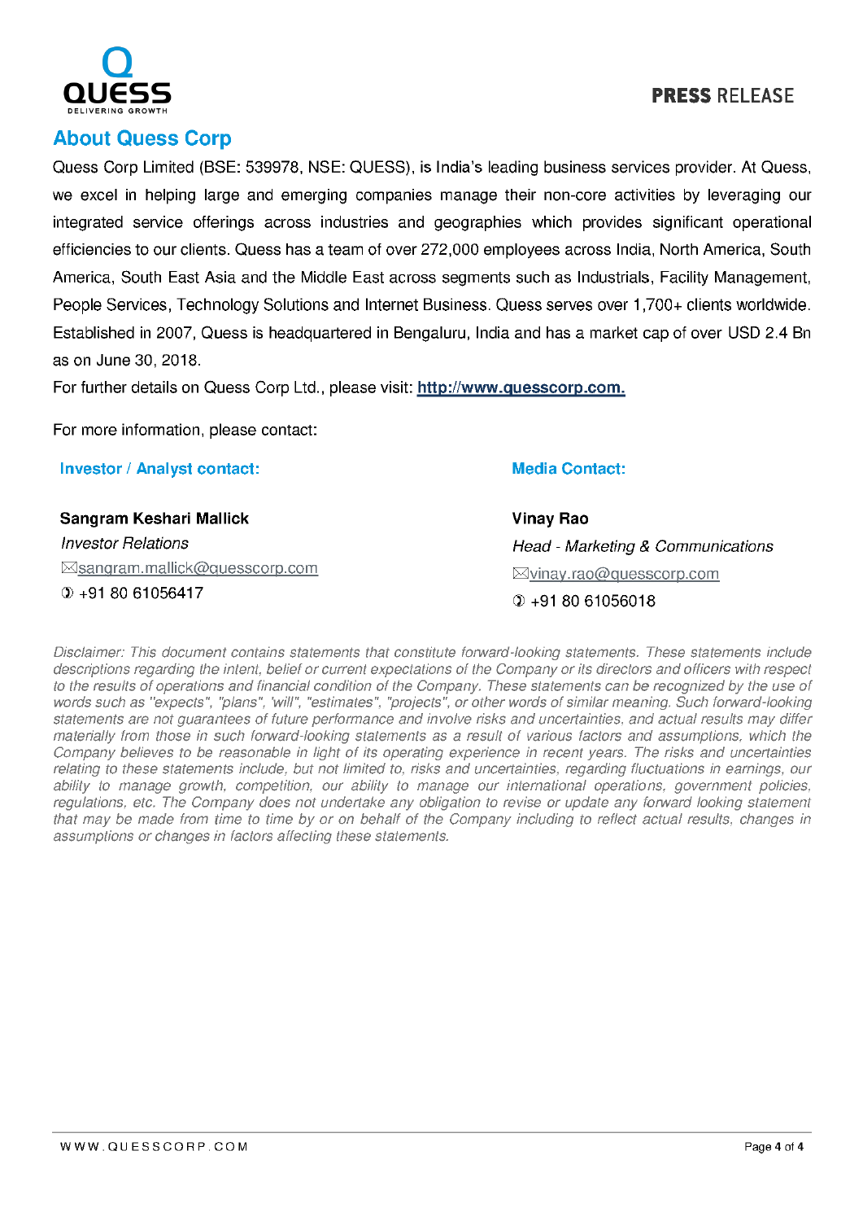## About Quess Corp

Quess Corp Limited (BSE: 539978, NSE: QUESS), is India's leading business services provider. At Quess, we excel in helping large and emerging companies manage their non-core activities by leveraging our integrated service offerings across industries and geographies which provides significant operational efficiencies to our clients. Quess has a team of over 272,000 employees across India, North America, South America, South East Asia and the Middle East across segments such as Industrials, Facility Management, People Services, Technology Solutions and Internet Business. Quess serves over 1,700+ clients worldwide. Established in 2007, Quess is headquartered in Bengaluru, India and has a market cap of over USD 2.4 Bn as on June 30, 2018.

For further details on Quess Corp Ltd., please visit: **http://www.quesscorp.com.**

For more information, please contact:

**Investor / Analyst contact:**

**Sangram Keshari Mallick**
*Investor Relations*
✉ sangram.mallick@quesscorp.com
✆ +91 80 61056417

**Media Contact:**

**Vinay Rao**
*Head - Marketing & Communications*
✉ vinay.rao@quesscorp.com
✆ +91 80 61056018

*Disclaimer: This document contains statements that constitute forward-looking statements. These statements include descriptions regarding the intent, belief or current expectations of the Company or its directors and officers with respect to the results of operations and financial condition of the Company. These statements can be recognized by the use of words such as "expects", "plans", 'will", "estimates", "projects", or other words of similar meaning. Such forward-looking statements are not guarantees of future performance and involve risks and uncertainties, and actual results may differ materially from those in such forward-looking statements as a result of various factors and assumptions, which the Company believes to be reasonable in light of its operating experience in recent years. The risks and uncertainties relating to these statements include, but not limited to, risks and uncertainties, regarding fluctuations in earnings, our ability to manage growth, competition, our ability to manage our international operations, government policies, regulations, etc. The Company does not undertake any obligation to revise or update any forward looking statement that may be made from time to time by or on behalf of the Company including to reflect actual results, changes in assumptions or changes in factors affecting these statements.*